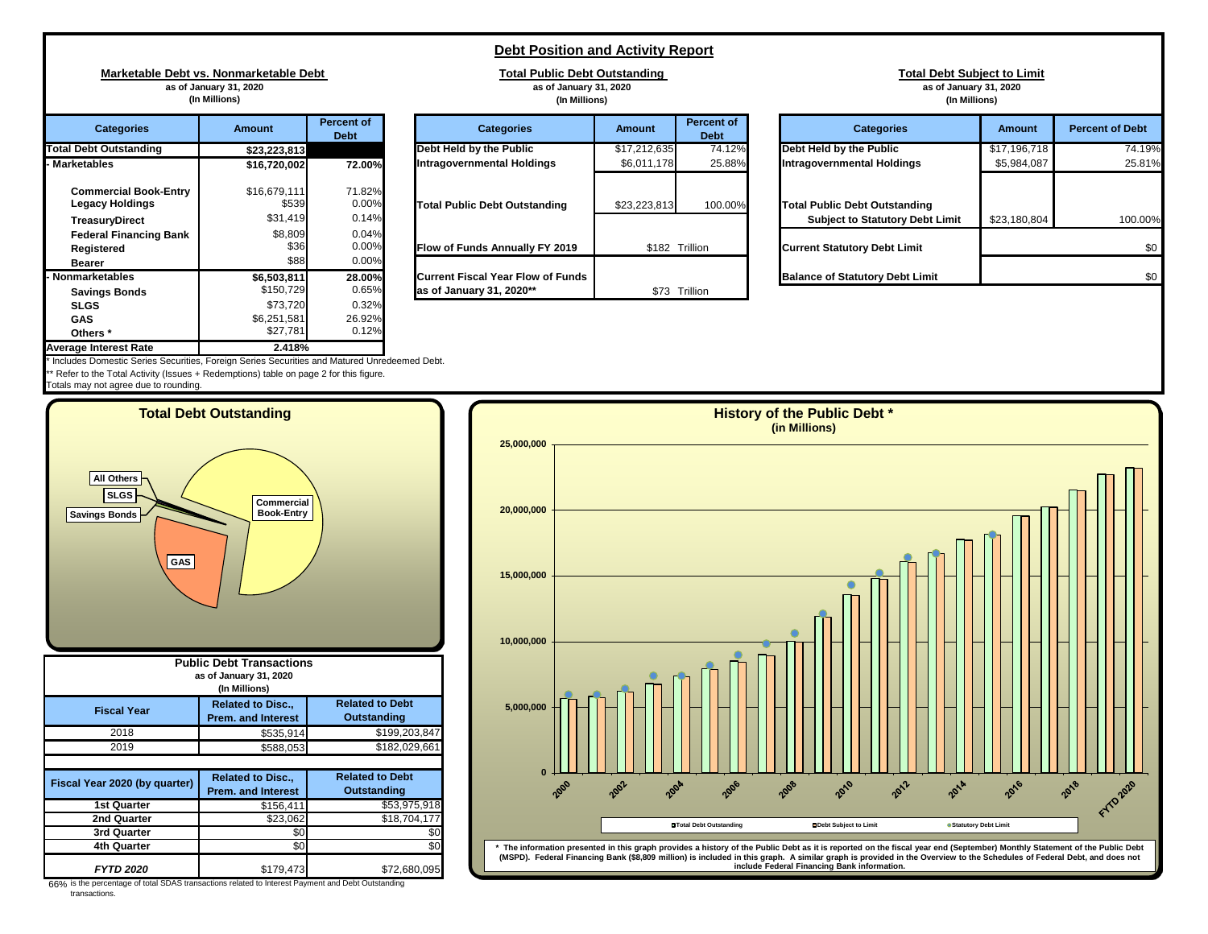# Debt Position and Activity Report

## Marketable Debt vs. Nonmarketable Debt

**as of January 31, 2020**
**(In Millions)**

| Categories | Amount | Percent of Debt |
|---|---|---|
| **Total Debt Outstanding** | **$23,223,813** | |
| **- Marketables** | **$16,720,002** | **72.00%** |
| **Commercial Book-Entry** | $16,679,111 | 71.82% |
| **Legacy Holdings** | $539 | 0.00% |
| **TreasuryDirect** | $31,419 | 0.14% |
| **Federal Financing Bank** | $8,809 | 0.04% |
| **Registered** | $36 | 0.00% |
| **Bearer** | $88 | 0.00% |
| **- Nonmarketables** | **$6,503,811** | **28.00%** |
| **Savings Bonds** | $150,729 | 0.65% |
| **SLGS** | $73,720 | 0.32% |
| **GAS** | $6,251,581 | 26.92% |
| **Others *** | $27,781 | 0.12% |
| **Average Interest Rate** | **2.418%** | |

* Includes Domestic Series Securities, Foreign Series Securities and Matured Unredeemed Debt.
** Refer to the Total Activity (Issues + Redemptions) table on page 2 for this figure.
Totals may not agree due to rounding.

## Total Public Debt Outstanding

**as of January 31, 2020**
**(In Millions)**

| Categories | Amount | Percent of Debt |
|---|---|---|
| **Debt Held by the Public** | $17,212,635 | 74.12% |
| **Intragovernmental Holdings** | $6,011,178 | 25.88% |
| **Total Public Debt Outstanding** | $23,223,813 | 100.00% |
| **Flow of Funds Annually FY 2019** | $182 Trillion | |
| **Current Fiscal Year Flow of Funds as of January 31, 2020**** | $73 Trillion | |

## Total Debt Subject to Limit

**as of January 31, 2020**
**(In Millions)**

| Categories | Amount | Percent of Debt |
|---|---|---|
| **Debt Held by the Public** | $17,196,718 | 74.19% |
| **Intragovernmental Holdings** | $5,984,087 | 25.81% |
| **Total Public Debt Outstanding Subject to Statutory Debt Limit** | $23,180,804 | 100.00% |
| **Current Statutory Debt Limit** | | $0 |
| **Balance of Statutory Debt Limit** | | $0 |

## Total Debt Outstanding

(Pie chart: Commercial Book-Entry, GAS, Savings Bonds, SLGS, All Others)

## Public Debt Transactions

**as of January 31, 2020**
**(In Millions)**

| Fiscal Year | Related to Disc., Prem. and Interest | Related to Debt Outstanding |
|---|---|---|
| 2018 | $535,914 | $199,203,847 |
| 2019 | $588,053 | $182,029,661 |

| Fiscal Year 2020 (by quarter) | Related to Disc., Prem. and Interest | Related to Debt Outstanding |
|---|---|---|
| **1st Quarter** | $156,411 | $53,975,918 |
| **2nd Quarter** | $23,062 | $18,704,177 |
| **3rd Quarter** | $0 | $0 |
| **4th Quarter** | $0 | $0 |
| ***FYTD 2020*** | $179,473 | $72,680,095 |

66% is the percentage of total SDAS transactions related to Interest Payment and Debt Outstanding transactions.

## History of the Public Debt *

**(in Millions)**

(Bar chart, 2000 – FYTD 2020, scale 0 to 25,000,000; legend: Total Debt Outstanding, Debt Subject to Limit, Statutory Debt Limit)

* The information presented in this graph provides a history of the Public Debt as it is reported on the fiscal year end (September) Monthly Statement of the Public Debt (MSPD). Federal Financing Bank ($8,809 million) is included in this graph. A similar graph is provided in the Overview to the Schedules of Federal Debt, and does not include Federal Financing Bank information.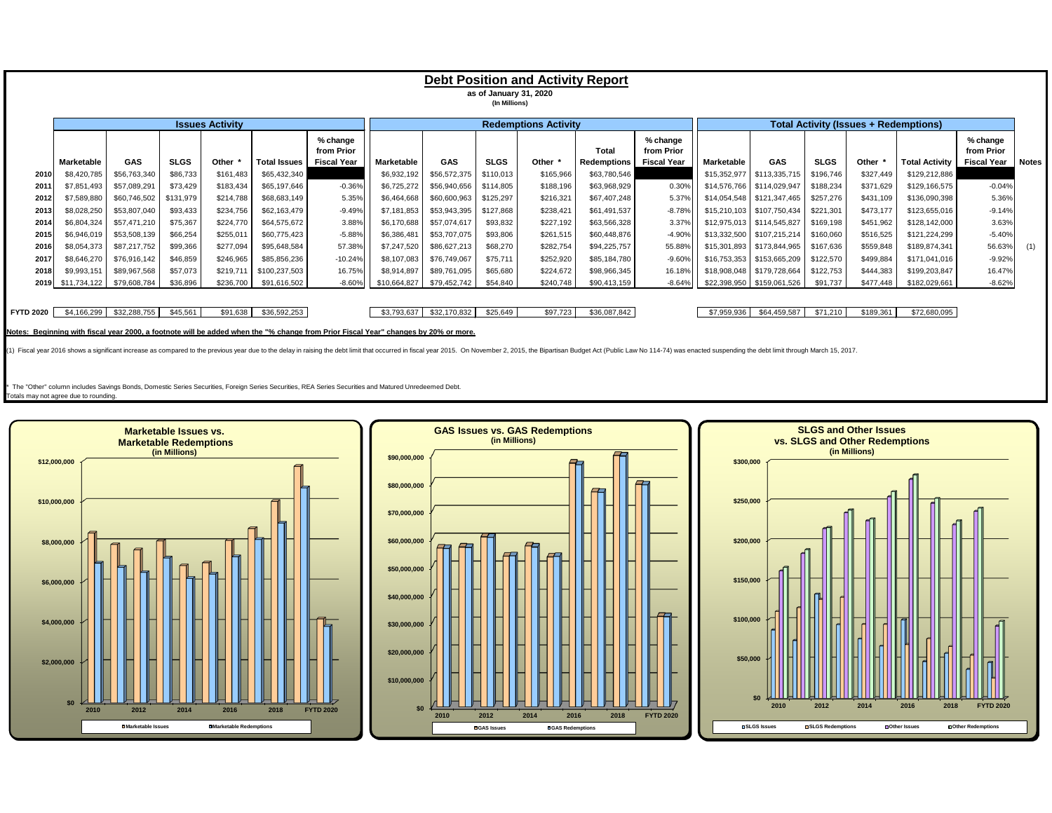# Debt Position and Activity Report

**as of January 31, 2020**

**(In Millions)**

| | Issues Activity | | | | | | Redemptions Activity | | | | | | Total Activity (Issues + Redemptions) | | | | | | |
|---|---|---|---|---|---|---|---|---|---|---|---|---|---|---|---|---|---|---|---|
| | Marketable | GAS | SLGS | Other * | Total Issues | % change from Prior Fiscal Year | Marketable | GAS | SLGS | Other * | Total Redemptions | % change from Prior Fiscal Year | Marketable | GAS | SLGS | Other * | Total Activity | % change from Prior Fiscal Year | Notes |
| 2010 | $8,420,785 | $56,763,340 | $86,733 | $161,483 | $65,432,340 | | $6,932,192 | $56,572,375 | $110,013 | $165,966 | $63,780,546 | | $15,352,977 | $113,335,715 | $196,746 | $327,449 | $129,212,886 | | |
| 2011 | $7,851,493 | $57,089,291 | $73,429 | $183,434 | $65,197,646 | -0.36% | $6,725,272 | $56,940,656 | $114,805 | $188,196 | $63,968,929 | 0.30% | $14,576,766 | $114,029,947 | $188,234 | $371,629 | $129,166,575 | -0.04% | |
| 2012 | $7,589,880 | $60,746,502 | $131,979 | $214,788 | $68,683,149 | 5.35% | $6,464,668 | $60,600,963 | $125,297 | $216,321 | $67,407,248 | 5.37% | $14,054,548 | $121,347,465 | $257,276 | $431,109 | $136,090,398 | 5.36% | |
| 2013 | $8,028,250 | $53,807,040 | $93,433 | $234,756 | $62,163,479 | -9.49% | $7,181,853 | $53,943,395 | $127,868 | $238,421 | $61,491,537 | -8.78% | $15,210,103 | $107,750,434 | $221,301 | $473,177 | $123,655,016 | -9.14% | |
| 2014 | $6,804,324 | $57,471,210 | $75,367 | $224,770 | $64,575,672 | 3.88% | $6,170,688 | $57,074,617 | $93,832 | $227,192 | $63,566,328 | 3.37% | $12,975,013 | $114,545,827 | $169,198 | $451,962 | $128,142,000 | 3.63% | |
| 2015 | $6,946,019 | $53,508,139 | $66,254 | $255,011 | $60,775,423 | -5.88% | $6,386,481 | $53,707,075 | $93,806 | $261,515 | $60,448,876 | -4.90% | $13,332,500 | $107,215,214 | $160,060 | $516,525 | $121,224,299 | -5.40% | |
| 2016 | $8,054,373 | $87,217,752 | $99,366 | $277,094 | $95,648,584 | 57.38% | $7,247,520 | $86,627,213 | $68,270 | $282,754 | $94,225,757 | 55.88% | $15,301,893 | $173,844,965 | $167,636 | $559,848 | $189,874,341 | 56.63% | (1) |
| 2017 | $8,646,270 | $76,916,142 | $46,859 | $246,965 | $85,856,236 | -10.24% | $8,107,083 | $76,749,067 | $75,711 | $252,920 | $85,184,780 | -9.60% | $16,753,353 | $153,665,209 | $122,570 | $499,884 | $171,041,016 | -9.92% | |
| 2018 | $9,993,151 | $89,967,568 | $57,073 | $219,711 | $100,237,503 | 16.75% | $8,914,897 | $89,761,095 | $65,680 | $224,672 | $98,966,345 | 16.18% | $18,908,048 | $179,728,664 | $122,753 | $444,383 | $199,203,847 | 16.47% | |
| 2019 | $11,734,122 | $79,608,784 | $36,896 | $236,700 | $91,616,502 | -8.60% | $10,664,827 | $79,452,742 | $54,840 | $240,748 | $90,413,159 | -8.64% | $22,398,950 | $159,061,526 | $91,737 | $477,448 | $182,029,661 | -8.62% | |
| FYTD 2020 | $4,166,299 | $32,288,755 | $45,561 | $91,638 | $36,592,253 | | $3,793,637 | $32,170,832 | $25,649 | $97,723 | $36,087,842 | | $7,959,936 | $64,459,587 | $71,210 | $189,361 | $72,680,095 | | |

**Notes: Beginning with fiscal year 2000, a footnote will be added when the "% change from Prior Fiscal Year" changes by 20% or more.**

(1) Fiscal year 2016 shows a significant increase as compared to the previous year due to the delay in raising the debt limit that occurred in fiscal year 2015. On November 2, 2015, the Bipartisan Budget Act (Public Law No 114-74) was enacted suspending the debt limit through March 15, 2017.

* The "Other" column includes Savings Bonds, Domestic Series Securities, Foreign Series Securities, REA Series Securities and Matured Unredeemed Debt.
Totals may not agree due to rounding.

**Marketable Issues vs. Marketable Redemptions**
(in Millions)

$12,000,000
$10,000,000
$8,000,000
$6,000,000
$4,000,000
$2,000,000
$0
2010 2012 2014 2016 2018 FYTD 2020

Marketable Issues
Marketable Redemptions

**GAS Issues vs. GAS Redemptions**
(in Millions)

$90,000,000
$80,000,000
$70,000,000
$60,000,000
$50,000,000
$40,000,000
$30,000,000
$20,000,000
$10,000,000
$0
2010 2012 2014 2016 2018 FYTD 2020

GAS Issues
GAS Redemptions

**SLGS and Other Issues vs. SLGS and Other Redemptions**
(in Millions)

$300,000
$250,000
$200,000
$150,000
$100,000
$50,000
$0
2010 2012 2014 2016 2018 FYTD 2020

SLGS Issues
SLGS Redemptions
Other Issues
Other Redemptions